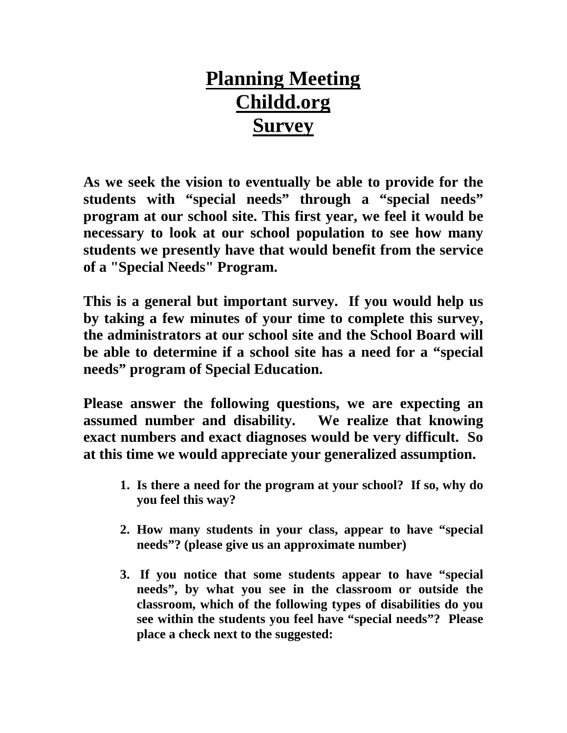# Planning Meeting
# Childd.org
# Survey

**As we seek the vision to eventually be able to provide for the students with "special needs" through a "special needs" program at our school site. This first year, we feel it would be necessary to look at our school population to see how many students we presently have that would benefit from the service of a "Special Needs" Program.**

**This is a general but important survey. If you would help us by taking a few minutes of your time to complete this survey, the administrators at our school site and the School Board will be able to determine if a school site has a need for a "special needs" program of Special Education.**

**Please answer the following questions, we are expecting an assumed number and disability. We realize that knowing exact numbers and exact diagnoses would be very difficult. So at this time we would appreciate your generalized assumption.**

1. **Is there a need for the program at your school? If so, why do you feel this way?**

2. **How many students in your class, appear to have "special needs"? (please give us an approximate number)**

3. **If you notice that some students appear to have "special needs", by what you see in the classroom or outside the classroom, which of the following types of disabilities do you see within the students you feel have "special needs"? Please place a check next to the suggested:**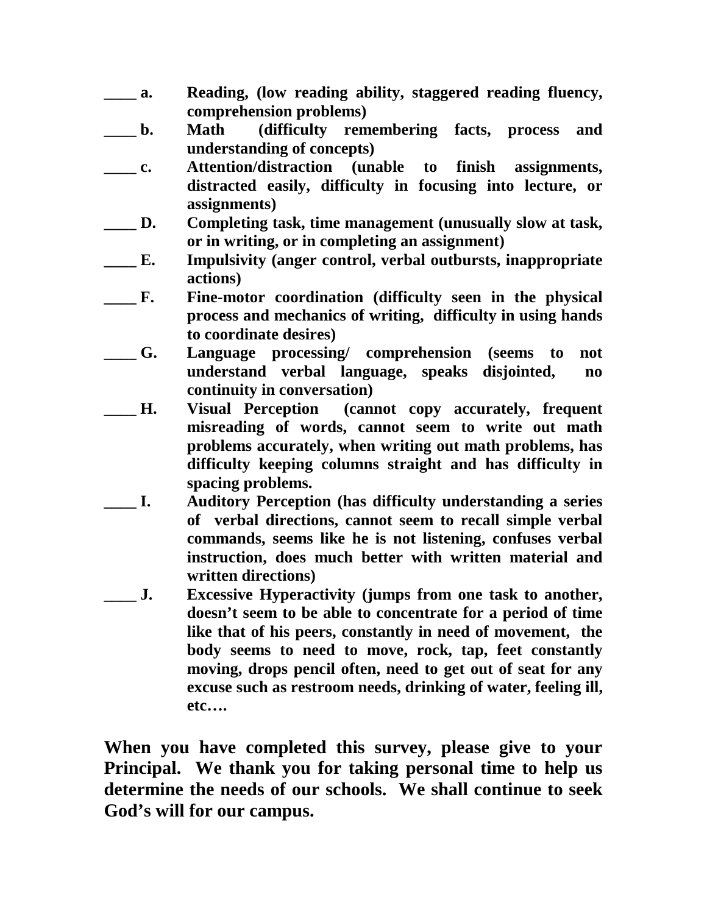____ a. **Reading, (low reading ability, staggered reading fluency, comprehension problems)**

____ b. **Math (difficulty remembering facts, process and understanding of concepts)**

____ c. **Attention/distraction (unable to finish assignments, distracted easily, difficulty in focusing into lecture, or assignments)**

____ D. **Completing task, time management (unusually slow at task, or in writing, or in completing an assignment)**

____ E. **Impulsivity (anger control, verbal outbursts, inappropriate actions)**

____ F. **Fine-motor coordination (difficulty seen in the physical process and mechanics of writing, difficulty in using hands to coordinate desires)**

____ G. **Language processing/ comprehension (seems to not understand verbal language, speaks disjointed, no continuity in conversation)**

____ H. **Visual Perception (cannot copy accurately, frequent misreading of words, cannot seem to write out math problems accurately, when writing out math problems, has difficulty keeping columns straight and has difficulty in spacing problems.**

____ I. **Auditory Perception (has difficulty understanding a series of verbal directions, cannot seem to recall simple verbal commands, seems like he is not listening, confuses verbal instruction, does much better with written material and written directions)**

____ J. **Excessive Hyperactivity (jumps from one task to another, doesn't seem to be able to concentrate for a period of time like that of his peers, constantly in need of movement, the body seems to need to move, rock, tap, feet constantly moving, drops pencil often, need to get out of seat for any excuse such as restroom needs, drinking of water, feeling ill, etc….**

**When you have completed this survey, please give to your Principal. We thank you for taking personal time to help us determine the needs of our schools. We shall continue to seek God's will for our campus.**